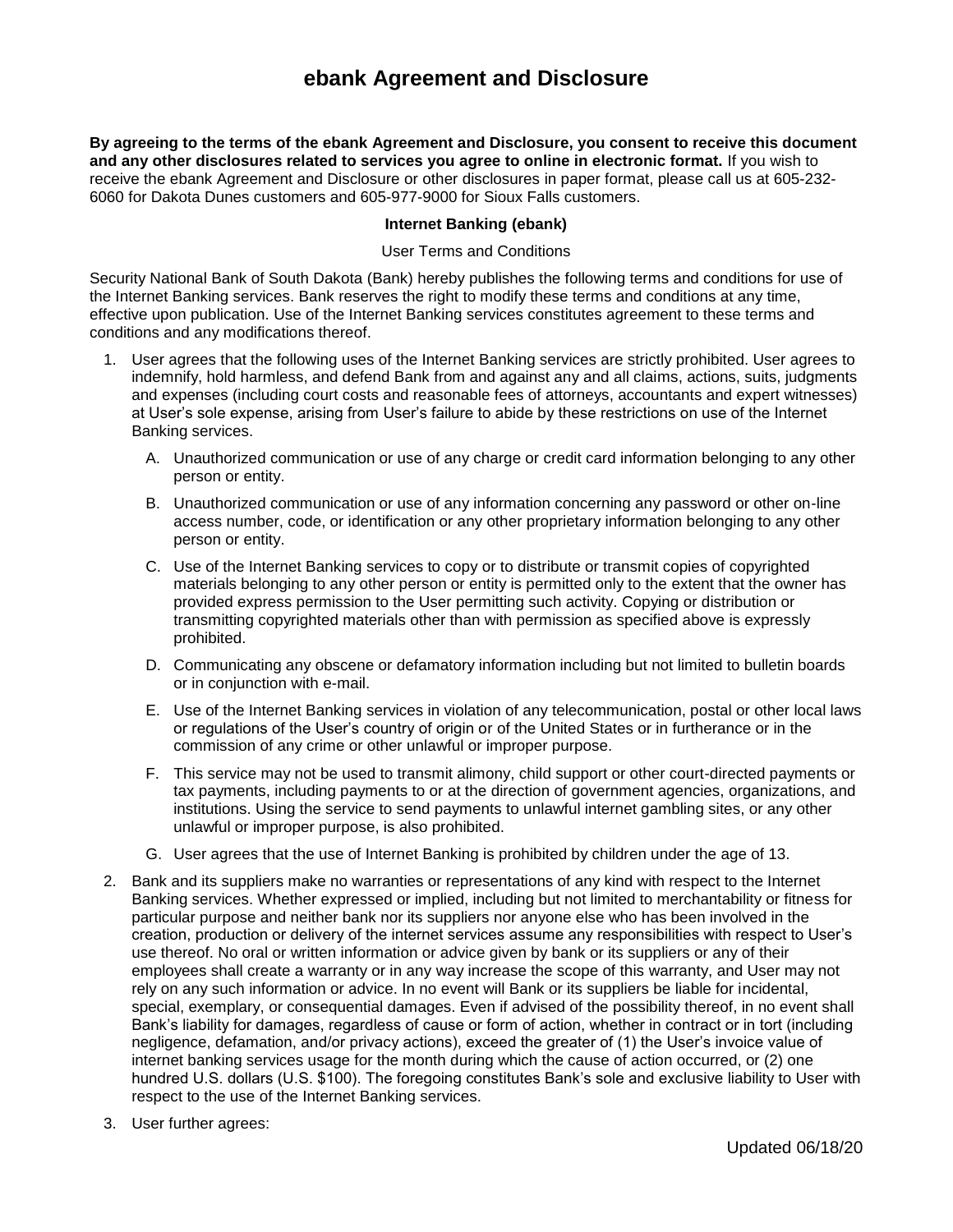# ebank Agreement and Disclosure

**By agreeing to the terms of the ebank Agreement and Disclosure, you consent to receive this document and any other disclosures related to services you agree to online in electronic format.** If you wish to receive the ebank Agreement and Disclosure or other disclosures in paper format, please call us at 605-232-6060 for Dakota Dunes customers and 605-977-9000 for Sioux Falls customers.

**Internet Banking (ebank)**

User Terms and Conditions

Security National Bank of South Dakota (Bank) hereby publishes the following terms and conditions for use of the Internet Banking services. Bank reserves the right to modify these terms and conditions at any time, effective upon publication. Use of the Internet Banking services constitutes agreement to these terms and conditions and any modifications thereof.

1. User agrees that the following uses of the Internet Banking services are strictly prohibited. User agrees to indemnify, hold harmless, and defend Bank from and against any and all claims, actions, suits, judgments and expenses (including court costs and reasonable fees of attorneys, accountants and expert witnesses) at User's sole expense, arising from User's failure to abide by these restrictions on use of the Internet Banking services.
   A. Unauthorized communication or use of any charge or credit card information belonging to any other person or entity.
   B. Unauthorized communication or use of any information concerning any password or other on-line access number, code, or identification or any other proprietary information belonging to any other person or entity.
   C. Use of the Internet Banking services to copy or to distribute or transmit copies of copyrighted materials belonging to any other person or entity is permitted only to the extent that the owner has provided express permission to the User permitting such activity. Copying or distribution or transmitting copyrighted materials other than with permission as specified above is expressly prohibited.
   D. Communicating any obscene or defamatory information including but not limited to bulletin boards or in conjunction with e-mail.
   E. Use of the Internet Banking services in violation of any telecommunication, postal or other local laws or regulations of the User's country of origin or of the United States or in furtherance or in the commission of any crime or other unlawful or improper purpose.
   F. This service may not be used to transmit alimony, child support or other court-directed payments or tax payments, including payments to or at the direction of government agencies, organizations, and institutions. Using the service to send payments to unlawful internet gambling sites, or any other unlawful or improper purpose, is also prohibited.
   G. User agrees that the use of Internet Banking is prohibited by children under the age of 13.
2. Bank and its suppliers make no warranties or representations of any kind with respect to the Internet Banking services. Whether expressed or implied, including but not limited to merchantability or fitness for particular purpose and neither bank nor its suppliers nor anyone else who has been involved in the creation, production or delivery of the internet services assume any responsibilities with respect to User's use thereof. No oral or written information or advice given by bank or its suppliers or any of their employees shall create a warranty or in any way increase the scope of this warranty, and User may not rely on any such information or advice. In no event will Bank or its suppliers be liable for incidental, special, exemplary, or consequential damages. Even if advised of the possibility thereof, in no event shall Bank's liability for damages, regardless of cause or form of action, whether in contract or in tort (including negligence, defamation, and/or privacy actions), exceed the greater of (1) the User's invoice value of internet banking services usage for the month during which the cause of action occurred, or (2) one hundred U.S. dollars (U.S. $100). The foregoing constitutes Bank's sole and exclusive liability to User with respect to the use of the Internet Banking services.
3. User further agrees:

Updated 06/18/20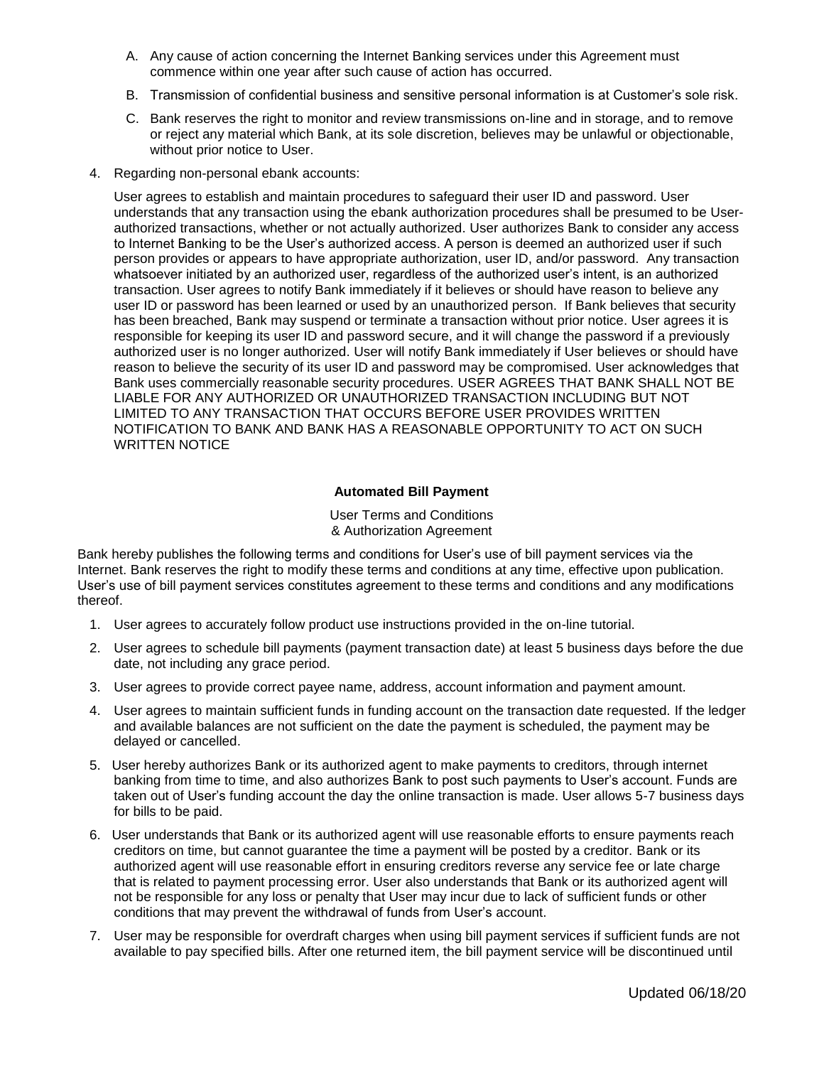A. Any cause of action concerning the Internet Banking services under this Agreement must commence within one year after such cause of action has occurred.

B. Transmission of confidential business and sensitive personal information is at Customer's sole risk.

C. Bank reserves the right to monitor and review transmissions on-line and in storage, and to remove or reject any material which Bank, at its sole discretion, believes may be unlawful or objectionable, without prior notice to User.

4. Regarding non-personal ebank accounts:

   User agrees to establish and maintain procedures to safeguard their user ID and password. User understands that any transaction using the ebank authorization procedures shall be presumed to be User-authorized transactions, whether or not actually authorized. User authorizes Bank to consider any access to Internet Banking to be the User's authorized access. A person is deemed an authorized user if such person provides or appears to have appropriate authorization, user ID, and/or password. Any transaction whatsoever initiated by an authorized user, regardless of the authorized user's intent, is an authorized transaction. User agrees to notify Bank immediately if it believes or should have reason to believe any user ID or password has been learned or used by an unauthorized person. If Bank believes that security has been breached, Bank may suspend or terminate a transaction without prior notice. User agrees it is responsible for keeping its user ID and password secure, and it will change the password if a previously authorized user is no longer authorized. User will notify Bank immediately if User believes or should have reason to believe the security of its user ID and password may be compromised. User acknowledges that Bank uses commercially reasonable security procedures. USER AGREES THAT BANK SHALL NOT BE LIABLE FOR ANY AUTHORIZED OR UNAUTHORIZED TRANSACTION INCLUDING BUT NOT LIMITED TO ANY TRANSACTION THAT OCCURS BEFORE USER PROVIDES WRITTEN NOTIFICATION TO BANK AND BANK HAS A REASONABLE OPPORTUNITY TO ACT ON SUCH WRITTEN NOTICE

**Automated Bill Payment**

User Terms and Conditions
& Authorization Agreement

Bank hereby publishes the following terms and conditions for User's use of bill payment services via the Internet. Bank reserves the right to modify these terms and conditions at any time, effective upon publication. User's use of bill payment services constitutes agreement to these terms and conditions and any modifications thereof.

1. User agrees to accurately follow product use instructions provided in the on-line tutorial.
2. User agrees to schedule bill payments (payment transaction date) at least 5 business days before the due date, not including any grace period.
3. User agrees to provide correct payee name, address, account information and payment amount.
4. User agrees to maintain sufficient funds in funding account on the transaction date requested. If the ledger and available balances are not sufficient on the date the payment is scheduled, the payment may be delayed or cancelled.
5. User hereby authorizes Bank or its authorized agent to make payments to creditors, through internet banking from time to time, and also authorizes Bank to post such payments to User's account. Funds are taken out of User's funding account the day the online transaction is made. User allows 5-7 business days for bills to be paid.
6. User understands that Bank or its authorized agent will use reasonable efforts to ensure payments reach creditors on time, but cannot guarantee the time a payment will be posted by a creditor. Bank or its authorized agent will use reasonable effort in ensuring creditors reverse any service fee or late charge that is related to payment processing error. User also understands that Bank or its authorized agent will not be responsible for any loss or penalty that User may incur due to lack of sufficient funds or other conditions that may prevent the withdrawal of funds from User's account.
7. User may be responsible for overdraft charges when using bill payment services if sufficient funds are not available to pay specified bills. After one returned item, the bill payment service will be discontinued until

Updated 06/18/20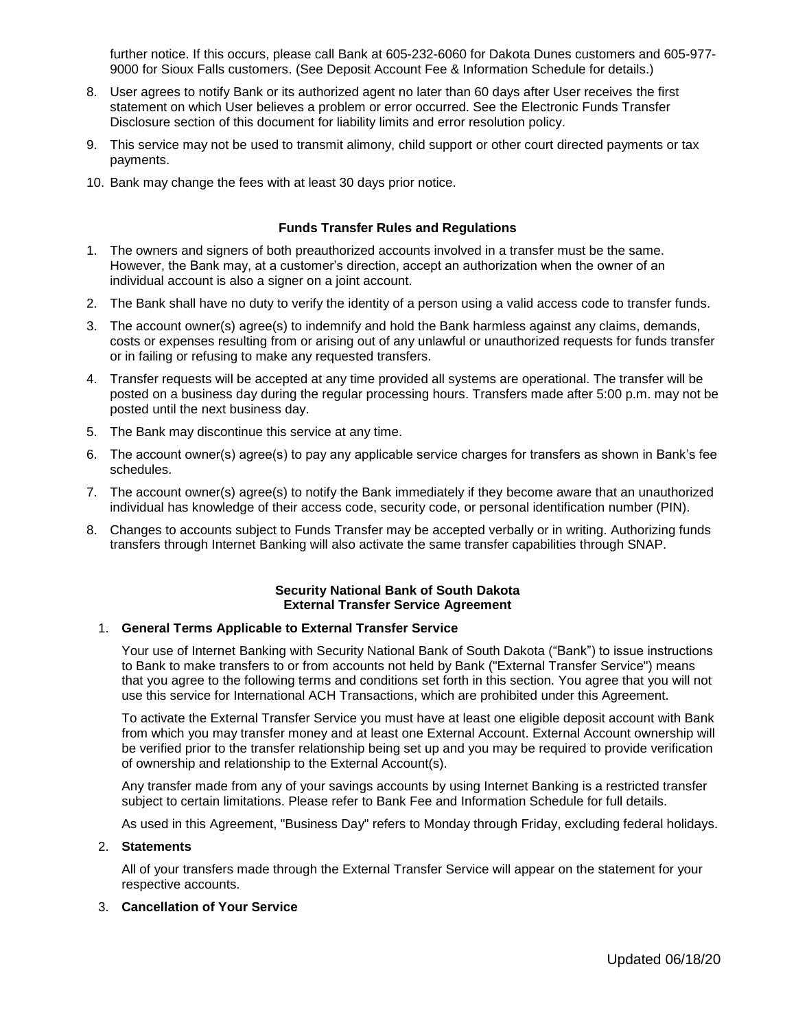further notice. If this occurs, please call Bank at 605-232-6060 for Dakota Dunes customers and 605-977-9000 for Sioux Falls customers. (See Deposit Account Fee & Information Schedule for details.)

8. User agrees to notify Bank or its authorized agent no later than 60 days after User receives the first statement on which User believes a problem or error occurred. See the Electronic Funds Transfer Disclosure section of this document for liability limits and error resolution policy.
9. This service may not be used to transmit alimony, child support or other court directed payments or tax payments.
10. Bank may change the fees with at least 30 days prior notice.

### Funds Transfer Rules and Regulations

1. The owners and signers of both preauthorized accounts involved in a transfer must be the same. However, the Bank may, at a customer's direction, accept an authorization when the owner of an individual account is also a signer on a joint account.
2. The Bank shall have no duty to verify the identity of a person using a valid access code to transfer funds.
3. The account owner(s) agree(s) to indemnify and hold the Bank harmless against any claims, demands, costs or expenses resulting from or arising out of any unlawful or unauthorized requests for funds transfer or in failing or refusing to make any requested transfers.
4. Transfer requests will be accepted at any time provided all systems are operational. The transfer will be posted on a business day during the regular processing hours. Transfers made after 5:00 p.m. may not be posted until the next business day.
5. The Bank may discontinue this service at any time.
6. The account owner(s) agree(s) to pay any applicable service charges for transfers as shown in Bank's fee schedules.
7. The account owner(s) agree(s) to notify the Bank immediately if they become aware that an unauthorized individual has knowledge of their access code, security code, or personal identification number (PIN).
8. Changes to accounts subject to Funds Transfer may be accepted verbally or in writing. Authorizing funds transfers through Internet Banking will also activate the same transfer capabilities through SNAP.

### Security National Bank of South Dakota External Transfer Service Agreement

1. **General Terms Applicable to External Transfer Service**

   Your use of Internet Banking with Security National Bank of South Dakota ("Bank") to issue instructions to Bank to make transfers to or from accounts not held by Bank ("External Transfer Service") means that you agree to the following terms and conditions set forth in this section. You agree that you will not use this service for International ACH Transactions, which are prohibited under this Agreement.

   To activate the External Transfer Service you must have at least one eligible deposit account with Bank from which you may transfer money and at least one External Account. External Account ownership will be verified prior to the transfer relationship being set up and you may be required to provide verification of ownership and relationship to the External Account(s).

   Any transfer made from any of your savings accounts by using Internet Banking is a restricted transfer subject to certain limitations. Please refer to Bank Fee and Information Schedule for full details.

   As used in this Agreement, "Business Day" refers to Monday through Friday, excluding federal holidays.

2. **Statements**

   All of your transfers made through the External Transfer Service will appear on the statement for your respective accounts.

3. **Cancellation of Your Service**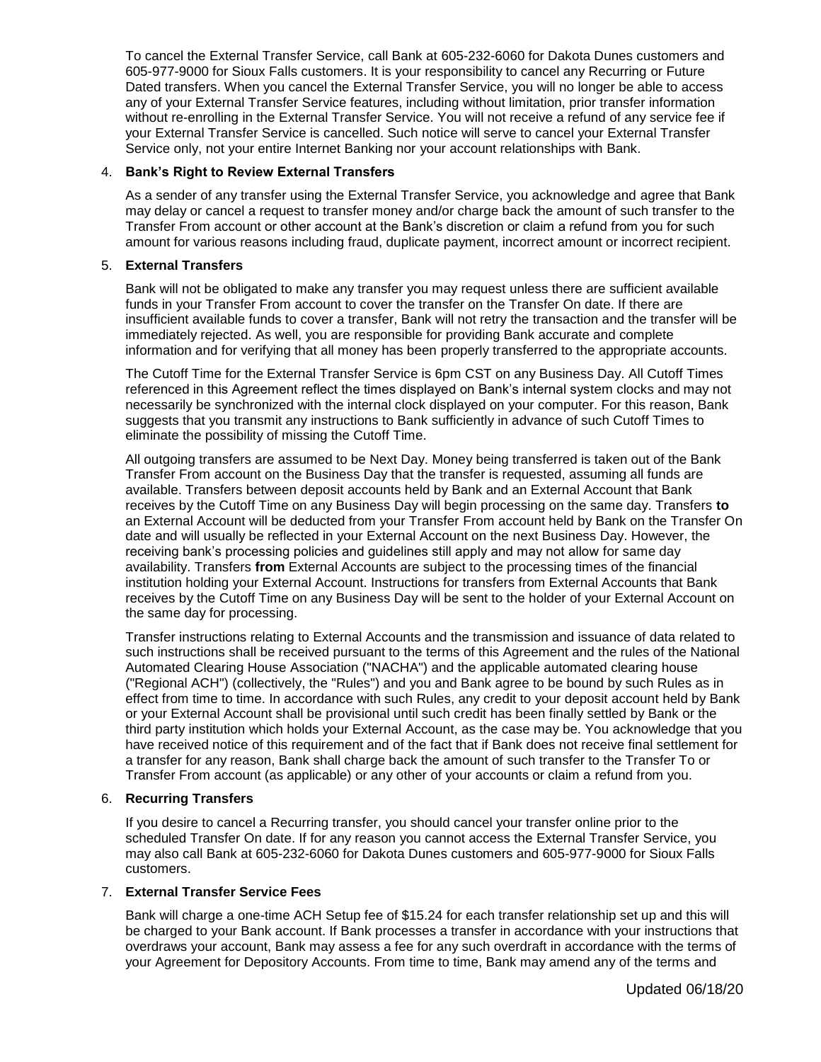To cancel the External Transfer Service, call Bank at 605-232-6060 for Dakota Dunes customers and 605-977-9000 for Sioux Falls customers. It is your responsibility to cancel any Recurring or Future Dated transfers. When you cancel the External Transfer Service, you will no longer be able to access any of your External Transfer Service features, including without limitation, prior transfer information without re-enrolling in the External Transfer Service. You will not receive a refund of any service fee if your External Transfer Service is cancelled. Such notice will serve to cancel your External Transfer Service only, not your entire Internet Banking nor your account relationships with Bank.

4. **Bank's Right to Review External Transfers**

   As a sender of any transfer using the External Transfer Service, you acknowledge and agree that Bank may delay or cancel a request to transfer money and/or charge back the amount of such transfer to the Transfer From account or other account at the Bank's discretion or claim a refund from you for such amount for various reasons including fraud, duplicate payment, incorrect amount or incorrect recipient.

5. **External Transfers**

   Bank will not be obligated to make any transfer you may request unless there are sufficient available funds in your Transfer From account to cover the transfer on the Transfer On date. If there are insufficient available funds to cover a transfer, Bank will not retry the transaction and the transfer will be immediately rejected. As well, you are responsible for providing Bank accurate and complete information and for verifying that all money has been properly transferred to the appropriate accounts.

   The Cutoff Time for the External Transfer Service is 6pm CST on any Business Day. All Cutoff Times referenced in this Agreement reflect the times displayed on Bank's internal system clocks and may not necessarily be synchronized with the internal clock displayed on your computer. For this reason, Bank suggests that you transmit any instructions to Bank sufficiently in advance of such Cutoff Times to eliminate the possibility of missing the Cutoff Time.

   All outgoing transfers are assumed to be Next Day. Money being transferred is taken out of the Bank Transfer From account on the Business Day that the transfer is requested, assuming all funds are available. Transfers between deposit accounts held by Bank and an External Account that Bank receives by the Cutoff Time on any Business Day will begin processing on the same day. Transfers **to** an External Account will be deducted from your Transfer From account held by Bank on the Transfer On date and will usually be reflected in your External Account on the next Business Day. However, the receiving bank's processing policies and guidelines still apply and may not allow for same day availability. Transfers **from** External Accounts are subject to the processing times of the financial institution holding your External Account. Instructions for transfers from External Accounts that Bank receives by the Cutoff Time on any Business Day will be sent to the holder of your External Account on the same day for processing.

   Transfer instructions relating to External Accounts and the transmission and issuance of data related to such instructions shall be received pursuant to the terms of this Agreement and the rules of the National Automated Clearing House Association ("NACHA") and the applicable automated clearing house ("Regional ACH") (collectively, the "Rules") and you and Bank agree to be bound by such Rules as in effect from time to time. In accordance with such Rules, any credit to your deposit account held by Bank or your External Account shall be provisional until such credit has been finally settled by Bank or the third party institution which holds your External Account, as the case may be. You acknowledge that you have received notice of this requirement and of the fact that if Bank does not receive final settlement for a transfer for any reason, Bank shall charge back the amount of such transfer to the Transfer To or Transfer From account (as applicable) or any other of your accounts or claim a refund from you.

6. **Recurring Transfers**

   If you desire to cancel a Recurring transfer, you should cancel your transfer online prior to the scheduled Transfer On date. If for any reason you cannot access the External Transfer Service, you may also call Bank at 605-232-6060 for Dakota Dunes customers and 605-977-9000 for Sioux Falls customers.

7. **External Transfer Service Fees**

   Bank will charge a one-time ACH Setup fee of $15.24 for each transfer relationship set up and this will be charged to your Bank account. If Bank processes a transfer in accordance with your instructions that overdraws your account, Bank may assess a fee for any such overdraft in accordance with the terms of your Agreement for Depository Accounts. From time to time, Bank may amend any of the terms and

Updated 06/18/20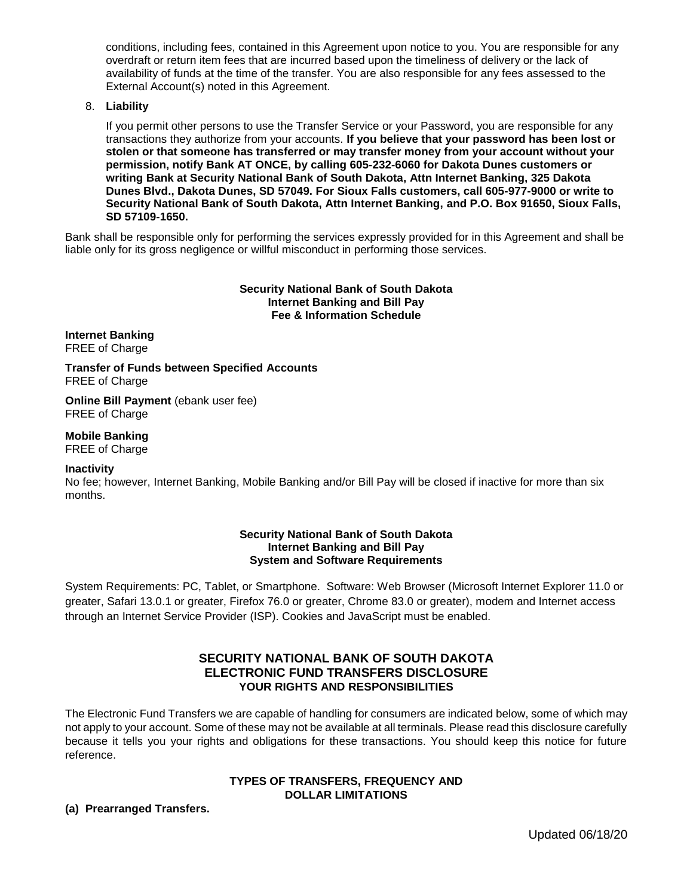conditions, including fees, contained in this Agreement upon notice to you. You are responsible for any overdraft or return item fees that are incurred based upon the timeliness of delivery or the lack of availability of funds at the time of the transfer. You are also responsible for any fees assessed to the External Account(s) noted in this Agreement.

8. **Liability**

   If you permit other persons to use the Transfer Service or your Password, you are responsible for any transactions they authorize from your accounts. **If you believe that your password has been lost or stolen or that someone has transferred or may transfer money from your account without your permission, notify Bank AT ONCE, by calling 605-232-6060 for Dakota Dunes customers or writing Bank at Security National Bank of South Dakota, Attn Internet Banking, 325 Dakota Dunes Blvd., Dakota Dunes, SD 57049. For Sioux Falls customers, call 605-977-9000 or write to Security National Bank of South Dakota, Attn Internet Banking, and P.O. Box 91650, Sioux Falls, SD 57109-1650.**

Bank shall be responsible only for performing the services expressly provided for in this Agreement and shall be liable only for its gross negligence or willful misconduct in performing those services.

## Security National Bank of South Dakota
## Internet Banking and Bill Pay
## Fee & Information Schedule

**Internet Banking**
FREE of Charge

**Transfer of Funds between Specified Accounts**
FREE of Charge

**Online Bill Payment** (ebank user fee)
FREE of Charge

**Mobile Banking**
FREE of Charge

**Inactivity**
No fee; however, Internet Banking, Mobile Banking and/or Bill Pay will be closed if inactive for more than six months.

## Security National Bank of South Dakota
## Internet Banking and Bill Pay
## System and Software Requirements

System Requirements: PC, Tablet, or Smartphone. Software: Web Browser (Microsoft Internet Explorer 11.0 or greater, Safari 13.0.1 or greater, Firefox 76.0 or greater, Chrome 83.0 or greater), modem and Internet access through an Internet Service Provider (ISP). Cookies and JavaScript must be enabled.

# SECURITY NATIONAL BANK OF SOUTH DAKOTA
# ELECTRONIC FUND TRANSFERS DISCLOSURE
## YOUR RIGHTS AND RESPONSIBILITIES

The Electronic Fund Transfers we are capable of handling for consumers are indicated below, some of which may not apply to your account. Some of these may not be available at all terminals. Please read this disclosure carefully because it tells you your rights and obligations for these transactions. You should keep this notice for future reference.

### TYPES OF TRANSFERS, FREQUENCY AND DOLLAR LIMITATIONS

**(a) Prearranged Transfers.**

Updated 06/18/20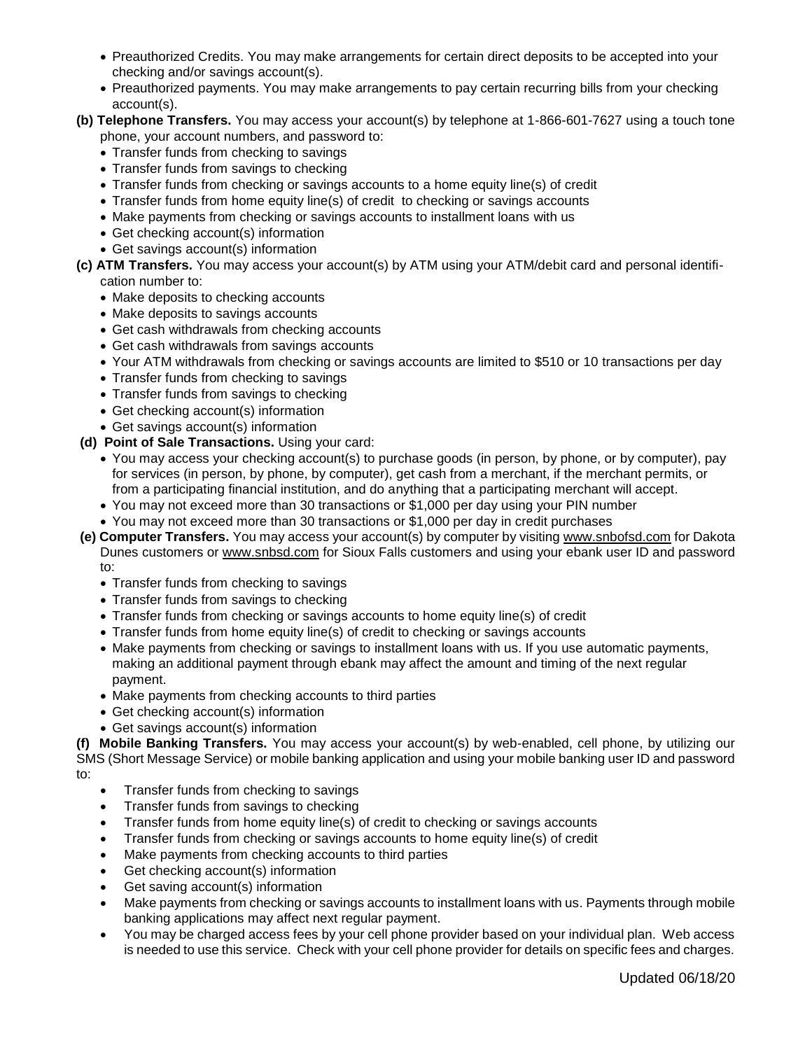- Preauthorized Credits. You may make arrangements for certain direct deposits to be accepted into your checking and/or savings account(s).
- Preauthorized payments. You may make arrangements to pay certain recurring bills from your checking account(s).

**(b) Telephone Transfers.** You may access your account(s) by telephone at 1-866-601-7627 using a touch tone phone, your account numbers, and password to:

- Transfer funds from checking to savings
- Transfer funds from savings to checking
- Transfer funds from checking or savings accounts to a home equity line(s) of credit
- Transfer funds from home equity line(s) of credit to checking or savings accounts
- Make payments from checking or savings accounts to installment loans with us
- Get checking account(s) information
- Get savings account(s) information

**(c) ATM Transfers.** You may access your account(s) by ATM using your ATM/debit card and personal identification number to:

- Make deposits to checking accounts
- Make deposits to savings accounts
- Get cash withdrawals from checking accounts
- Get cash withdrawals from savings accounts
- Your ATM withdrawals from checking or savings accounts are limited to $510 or 10 transactions per day
- Transfer funds from checking to savings
- Transfer funds from savings to checking
- Get checking account(s) information
- Get savings account(s) information

**(d) Point of Sale Transactions.** Using your card:

- You may access your checking account(s) to purchase goods (in person, by phone, or by computer), pay for services (in person, by phone, by computer), get cash from a merchant, if the merchant permits, or from a participating financial institution, and do anything that a participating merchant will accept.
- You may not exceed more than 30 transactions or $1,000 per day using your PIN number
- You may not exceed more than 30 transactions or $1,000 per day in credit purchases

**(e) Computer Transfers.** You may access your account(s) by computer by visiting www.snbofsd.com for Dakota Dunes customers or www.snbsd.com for Sioux Falls customers and using your ebank user ID and password to:

- Transfer funds from checking to savings
- Transfer funds from savings to checking
- Transfer funds from checking or savings accounts to home equity line(s) of credit
- Transfer funds from home equity line(s) of credit to checking or savings accounts
- Make payments from checking or savings to installment loans with us. If you use automatic payments, making an additional payment through ebank may affect the amount and timing of the next regular payment.
- Make payments from checking accounts to third parties
- Get checking account(s) information
- Get savings account(s) information

**(f) Mobile Banking Transfers.** You may access your account(s) by web-enabled, cell phone, by utilizing our SMS (Short Message Service) or mobile banking application and using your mobile banking user ID and password to:

- Transfer funds from checking to savings
- Transfer funds from savings to checking
- Transfer funds from home equity line(s) of credit to checking or savings accounts
- Transfer funds from checking or savings accounts to home equity line(s) of credit
- Make payments from checking accounts to third parties
- Get checking account(s) information
- Get saving account(s) information
- Make payments from checking or savings accounts to installment loans with us. Payments through mobile banking applications may affect next regular payment.
- You may be charged access fees by your cell phone provider based on your individual plan. Web access is needed to use this service. Check with your cell phone provider for details on specific fees and charges.

Updated 06/18/20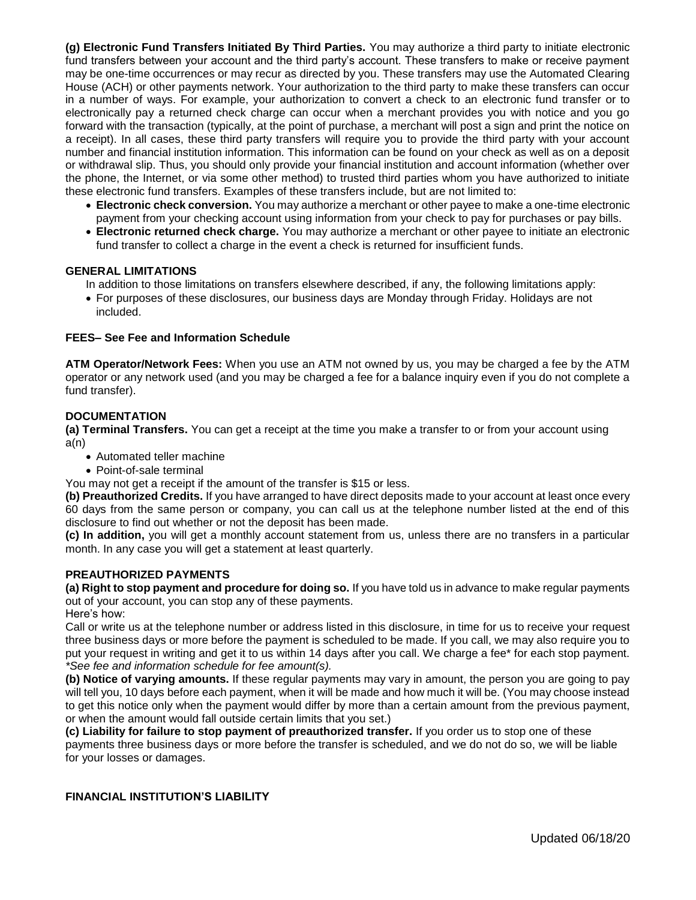**(g) Electronic Fund Transfers Initiated By Third Parties.** You may authorize a third party to initiate electronic fund transfers between your account and the third party's account. These transfers to make or receive payment may be one-time occurrences or may recur as directed by you. These transfers may use the Automated Clearing House (ACH) or other payments network. Your authorization to the third party to make these transfers can occur in a number of ways. For example, your authorization to convert a check to an electronic fund transfer or to electronically pay a returned check charge can occur when a merchant provides you with notice and you go forward with the transaction (typically, at the point of purchase, a merchant will post a sign and print the notice on a receipt). In all cases, these third party transfers will require you to provide the third party with your account number and financial institution information. This information can be found on your check as well as on a deposit or withdrawal slip. Thus, you should only provide your financial institution and account information (whether over the phone, the Internet, or via some other method) to trusted third parties whom you have authorized to initiate these electronic fund transfers. Examples of these transfers include, but are not limited to:

- **Electronic check conversion.** You may authorize a merchant or other payee to make a one-time electronic payment from your checking account using information from your check to pay for purchases or pay bills.
- **Electronic returned check charge.** You may authorize a merchant or other payee to initiate an electronic fund transfer to collect a charge in the event a check is returned for insufficient funds.

**GENERAL LIMITATIONS**

In addition to those limitations on transfers elsewhere described, if any, the following limitations apply:

- For purposes of these disclosures, our business days are Monday through Friday. Holidays are not included.

**FEES– See Fee and Information Schedule**

**ATM Operator/Network Fees:** When you use an ATM not owned by us, you may be charged a fee by the ATM operator or any network used (and you may be charged a fee for a balance inquiry even if you do not complete a fund transfer).

**DOCUMENTATION**

**(a) Terminal Transfers.** You can get a receipt at the time you make a transfer to or from your account using a(n)

- Automated teller machine
- Point-of-sale terminal

You may not get a receipt if the amount of the transfer is $15 or less.

**(b) Preauthorized Credits.** If you have arranged to have direct deposits made to your account at least once every 60 days from the same person or company, you can call us at the telephone number listed at the end of this disclosure to find out whether or not the deposit has been made.

**(c) In addition,** you will get a monthly account statement from us, unless there are no transfers in a particular month. In any case you will get a statement at least quarterly.

**PREAUTHORIZED PAYMENTS**

**(a) Right to stop payment and procedure for doing so.** If you have told us in advance to make regular payments out of your account, you can stop any of these payments.

Here's how:

Call or write us at the telephone number or address listed in this disclosure, in time for us to receive your request three business days or more before the payment is scheduled to be made. If you call, we may also require you to put your request in writing and get it to us within 14 days after you call. We charge a fee* for each stop payment. *\*See fee and information schedule for fee amount(s).*

**(b) Notice of varying amounts.** If these regular payments may vary in amount, the person you are going to pay will tell you, 10 days before each payment, when it will be made and how much it will be. (You may choose instead to get this notice only when the payment would differ by more than a certain amount from the previous payment, or when the amount would fall outside certain limits that you set.)

**(c) Liability for failure to stop payment of preauthorized transfer.** If you order us to stop one of these payments three business days or more before the transfer is scheduled, and we do not do so, we will be liable for your losses or damages.

**FINANCIAL INSTITUTION'S LIABILITY**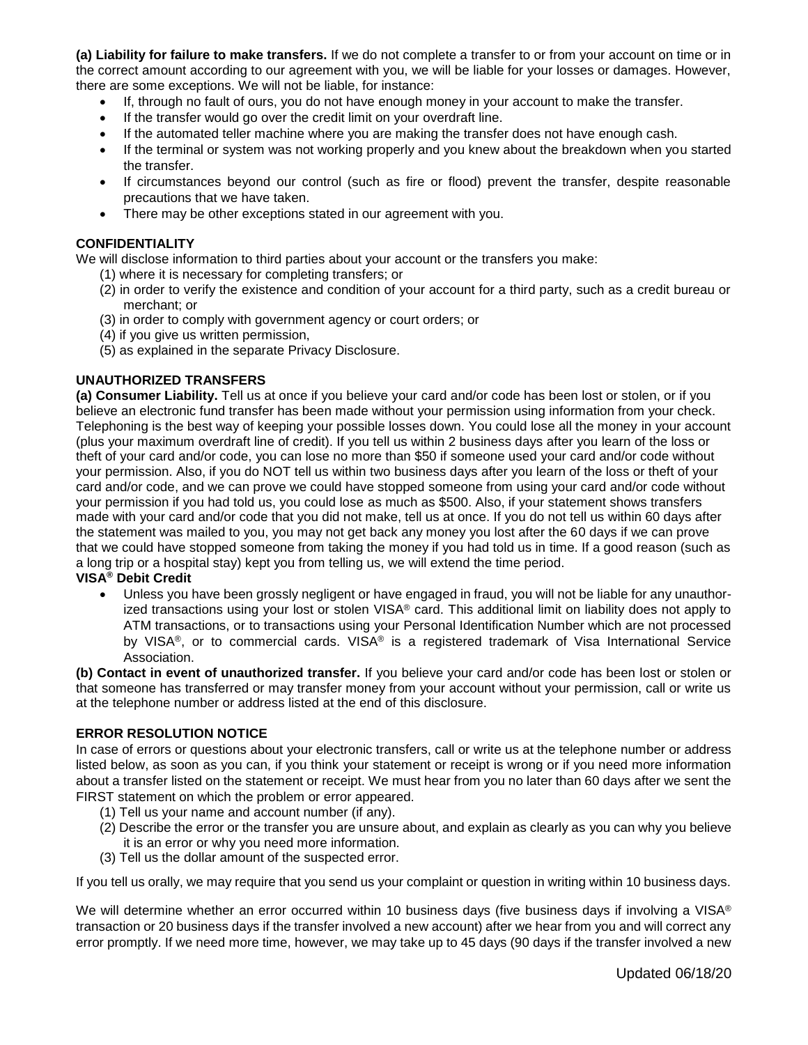**(a) Liability for failure to make transfers.** If we do not complete a transfer to or from your account on time or in the correct amount according to our agreement with you, we will be liable for your losses or damages. However, there are some exceptions. We will not be liable, for instance:

- If, through no fault of ours, you do not have enough money in your account to make the transfer.
- If the transfer would go over the credit limit on your overdraft line.
- If the automated teller machine where you are making the transfer does not have enough cash.
- If the terminal or system was not working properly and you knew about the breakdown when you started the transfer.
- If circumstances beyond our control (such as fire or flood) prevent the transfer, despite reasonable precautions that we have taken.
- There may be other exceptions stated in our agreement with you.

**CONFIDENTIALITY**

We will disclose information to third parties about your account or the transfers you make:

(1) where it is necessary for completing transfers; or
(2) in order to verify the existence and condition of your account for a third party, such as a credit bureau or merchant; or
(3) in order to comply with government agency or court orders; or
(4) if you give us written permission,
(5) as explained in the separate Privacy Disclosure.

**UNAUTHORIZED TRANSFERS**

**(a) Consumer Liability.** Tell us at once if you believe your card and/or code has been lost or stolen, or if you believe an electronic fund transfer has been made without your permission using information from your check. Telephoning is the best way of keeping your possible losses down. You could lose all the money in your account (plus your maximum overdraft line of credit). If you tell us within 2 business days after you learn of the loss or theft of your card and/or code, you can lose no more than $50 if someone used your card and/or code without your permission. Also, if you do NOT tell us within two business days after you learn of the loss or theft of your card and/or code, and we can prove we could have stopped someone from using your card and/or code without your permission if you had told us, you could lose as much as $500. Also, if your statement shows transfers made with your card and/or code that you did not make, tell us at once. If you do not tell us within 60 days after the statement was mailed to you, you may not get back any money you lost after the 60 days if we can prove that we could have stopped someone from taking the money if you had told us in time. If a good reason (such as a long trip or a hospital stay) kept you from telling us, we will extend the time period.

**VISA® Debit Credit**

- Unless you have been grossly negligent or have engaged in fraud, you will not be liable for any unauthorized transactions using your lost or stolen VISA® card. This additional limit on liability does not apply to ATM transactions, or to transactions using your Personal Identification Number which are not processed by VISA®, or to commercial cards. VISA® is a registered trademark of Visa International Service Association.

**(b) Contact in event of unauthorized transfer.** If you believe your card and/or code has been lost or stolen or that someone has transferred or may transfer money from your account without your permission, call or write us at the telephone number or address listed at the end of this disclosure.

**ERROR RESOLUTION NOTICE**

In case of errors or questions about your electronic transfers, call or write us at the telephone number or address listed below, as soon as you can, if you think your statement or receipt is wrong or if you need more information about a transfer listed on the statement or receipt. We must hear from you no later than 60 days after we sent the FIRST statement on which the problem or error appeared.

(1) Tell us your name and account number (if any).
(2) Describe the error or the transfer you are unsure about, and explain as clearly as you can why you believe it is an error or why you need more information.
(3) Tell us the dollar amount of the suspected error.

If you tell us orally, we may require that you send us your complaint or question in writing within 10 business days.

We will determine whether an error occurred within 10 business days (five business days if involving a VISA® transaction or 20 business days if the transfer involved a new account) after we hear from you and will correct any error promptly. If we need more time, however, we may take up to 45 days (90 days if the transfer involved a new

Updated 06/18/20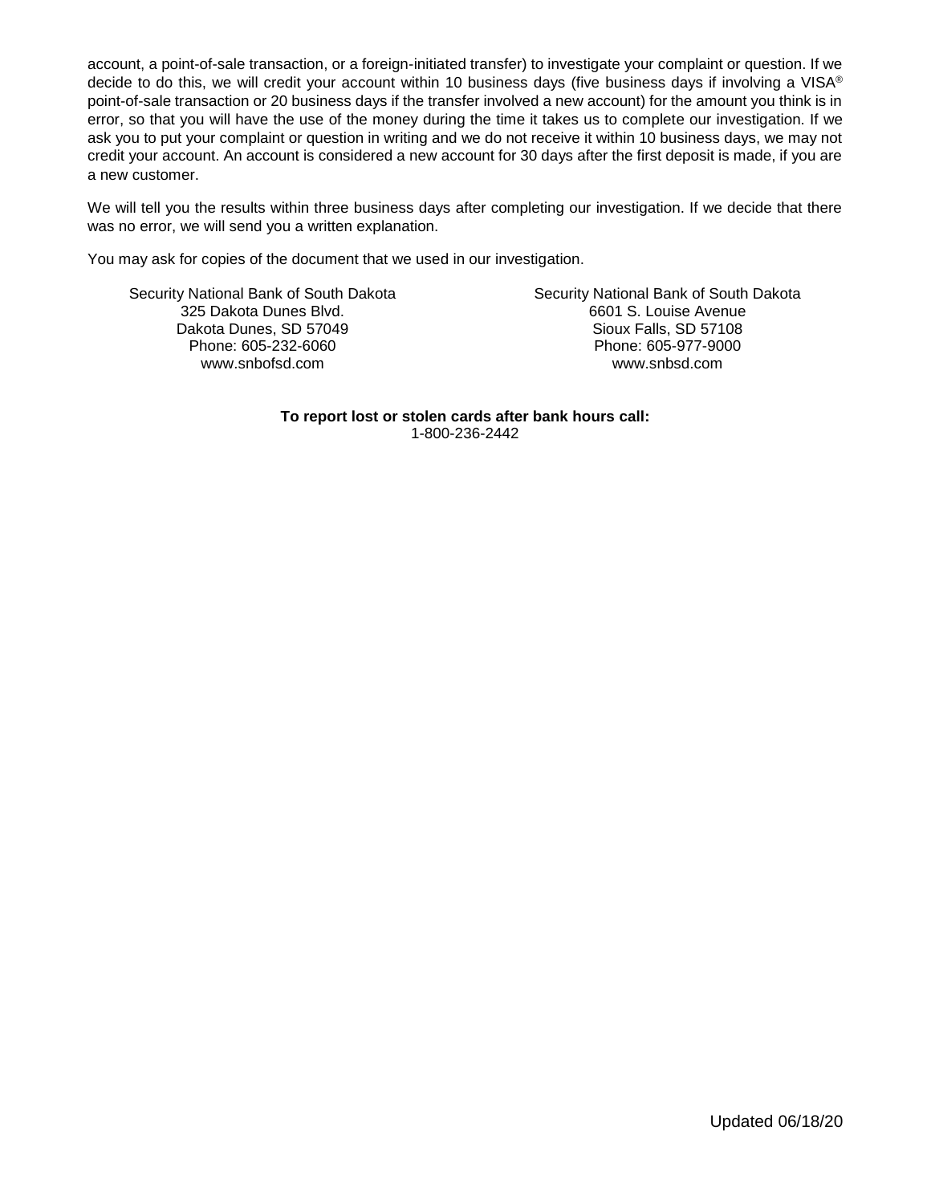account, a point-of-sale transaction, or a foreign-initiated transfer) to investigate your complaint or question. If we decide to do this, we will credit your account within 10 business days (five business days if involving a VISA® point-of-sale transaction or 20 business days if the transfer involved a new account) for the amount you think is in error, so that you will have the use of the money during the time it takes us to complete our investigation. If we ask you to put your complaint or question in writing and we do not receive it within 10 business days, we may not credit your account. An account is considered a new account for 30 days after the first deposit is made, if you are a new customer.

We will tell you the results within three business days after completing our investigation. If we decide that there was no error, we will send you a written explanation.

You may ask for copies of the document that we used in our investigation.

Security National Bank of South Dakota
325 Dakota Dunes Blvd.
Dakota Dunes, SD 57049
Phone: 605-232-6060
www.snbofsd.com

Security National Bank of South Dakota
6601 S. Louise Avenue
Sioux Falls, SD 57108
Phone: 605-977-9000
www.snbsd.com

**To report lost or stolen cards after bank hours call:**
1-800-236-2442

Updated 06/18/20